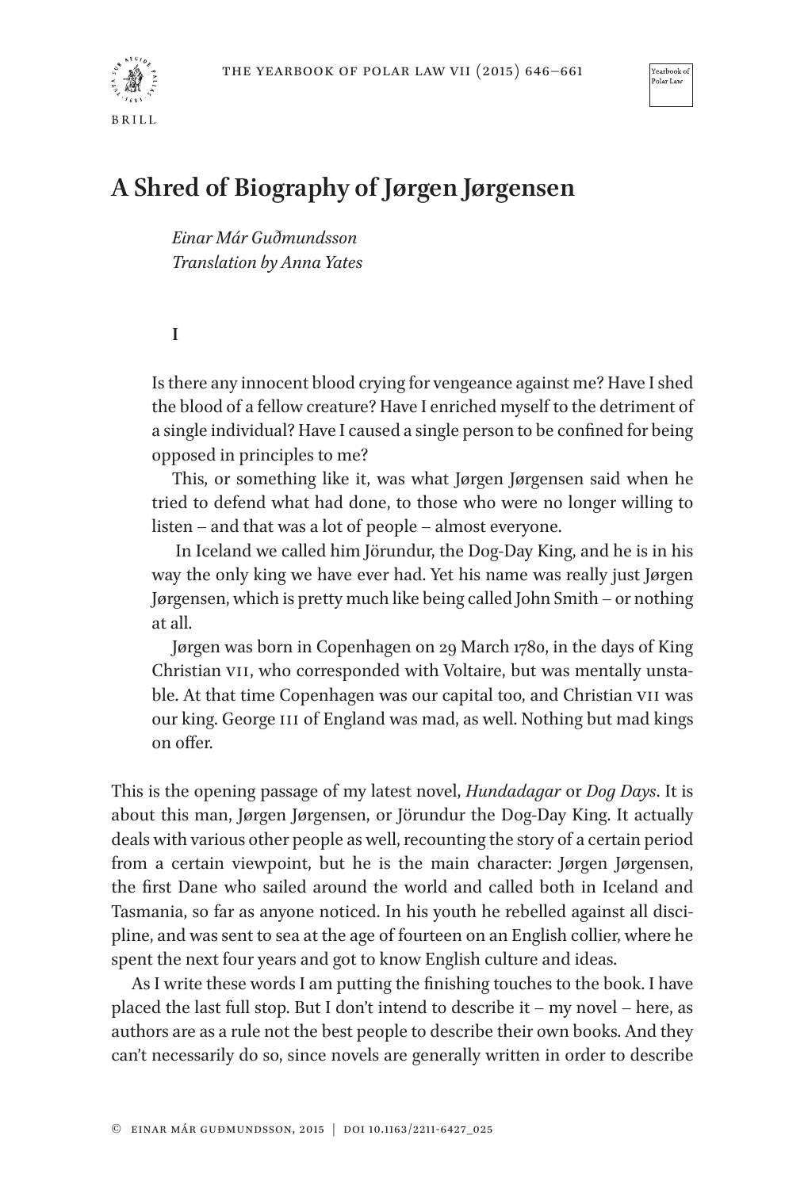# A Shred of Biography of Jørgen Jørgensen

*Einar Már Guðmundsson*
*Translation by Anna Yates*

## I

> Is there any innocent blood crying for vengeance against me? Have I shed the blood of a fellow creature? Have I enriched myself to the detriment of a single individual? Have I caused a single person to be confined for being opposed in principles to me?
>
> This, or something like it, was what Jørgen Jørgensen said when he tried to defend what had done, to those who were no longer willing to listen – and that was a lot of people – almost everyone.
>
> In Iceland we called him Jörundur, the Dog-Day King, and he is in his way the only king we have ever had. Yet his name was really just Jørgen Jørgensen, which is pretty much like being called John Smith – or nothing at all.
>
> Jørgen was born in Copenhagen on 29 March 1780, in the days of King Christian VII, who corresponded with Voltaire, but was mentally unstable. At that time Copenhagen was our capital too, and Christian VII was our king. George III of England was mad, as well. Nothing but mad kings on offer.

This is the opening passage of my latest novel, *Hundadagar* or *Dog Days*. It is about this man, Jørgen Jørgensen, or Jörundur the Dog-Day King. It actually deals with various other people as well, recounting the story of a certain period from a certain viewpoint, but he is the main character: Jørgen Jørgensen, the first Dane who sailed around the world and called both in Iceland and Tasmania, so far as anyone noticed. In his youth he rebelled against all discipline, and was sent to sea at the age of fourteen on an English collier, where he spent the next four years and got to know English culture and ideas.

As I write these words I am putting the finishing touches to the book. I have placed the last full stop. But I don't intend to describe it – my novel – here, as authors are as a rule not the best people to describe their own books. And they can't necessarily do so, since novels are generally written in order to describe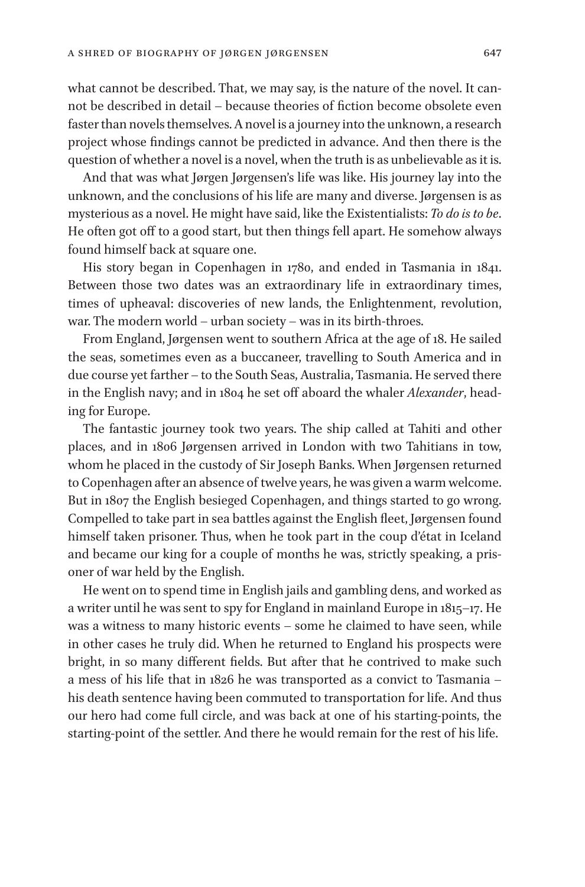what cannot be described. That, we may say, is the nature of the novel. It cannot be described in detail – because theories of fiction become obsolete even faster than novels themselves. A novel is a journey into the unknown, a research project whose findings cannot be predicted in advance. And then there is the question of whether a novel is a novel, when the truth is as unbelievable as it is.

And that was what Jørgen Jørgensen's life was like. His journey lay into the unknown, and the conclusions of his life are many and diverse. Jørgensen is as mysterious as a novel. He might have said, like the Existentialists: *To do is to be*. He often got off to a good start, but then things fell apart. He somehow always found himself back at square one.

His story began in Copenhagen in 1780, and ended in Tasmania in 1841. Between those two dates was an extraordinary life in extraordinary times, times of upheaval: discoveries of new lands, the Enlightenment, revolution, war. The modern world – urban society – was in its birth-throes.

From England, Jørgensen went to southern Africa at the age of 18. He sailed the seas, sometimes even as a buccaneer, travelling to South America and in due course yet farther – to the South Seas, Australia, Tasmania. He served there in the English navy; and in 1804 he set off aboard the whaler *Alexander*, heading for Europe.

The fantastic journey took two years. The ship called at Tahiti and other places, and in 1806 Jørgensen arrived in London with two Tahitians in tow, whom he placed in the custody of Sir Joseph Banks. When Jørgensen returned to Copenhagen after an absence of twelve years, he was given a warm welcome. But in 1807 the English besieged Copenhagen, and things started to go wrong. Compelled to take part in sea battles against the English fleet, Jørgensen found himself taken prisoner. Thus, when he took part in the coup d'état in Iceland and became our king for a couple of months he was, strictly speaking, a prisoner of war held by the English.

He went on to spend time in English jails and gambling dens, and worked as a writer until he was sent to spy for England in mainland Europe in 1815–17. He was a witness to many historic events – some he claimed to have seen, while in other cases he truly did. When he returned to England his prospects were bright, in so many different fields. But after that he contrived to make such a mess of his life that in 1826 he was transported as a convict to Tasmania – his death sentence having been commuted to transportation for life. And thus our hero had come full circle, and was back at one of his starting-points, the starting-point of the settler. And there he would remain for the rest of his life.